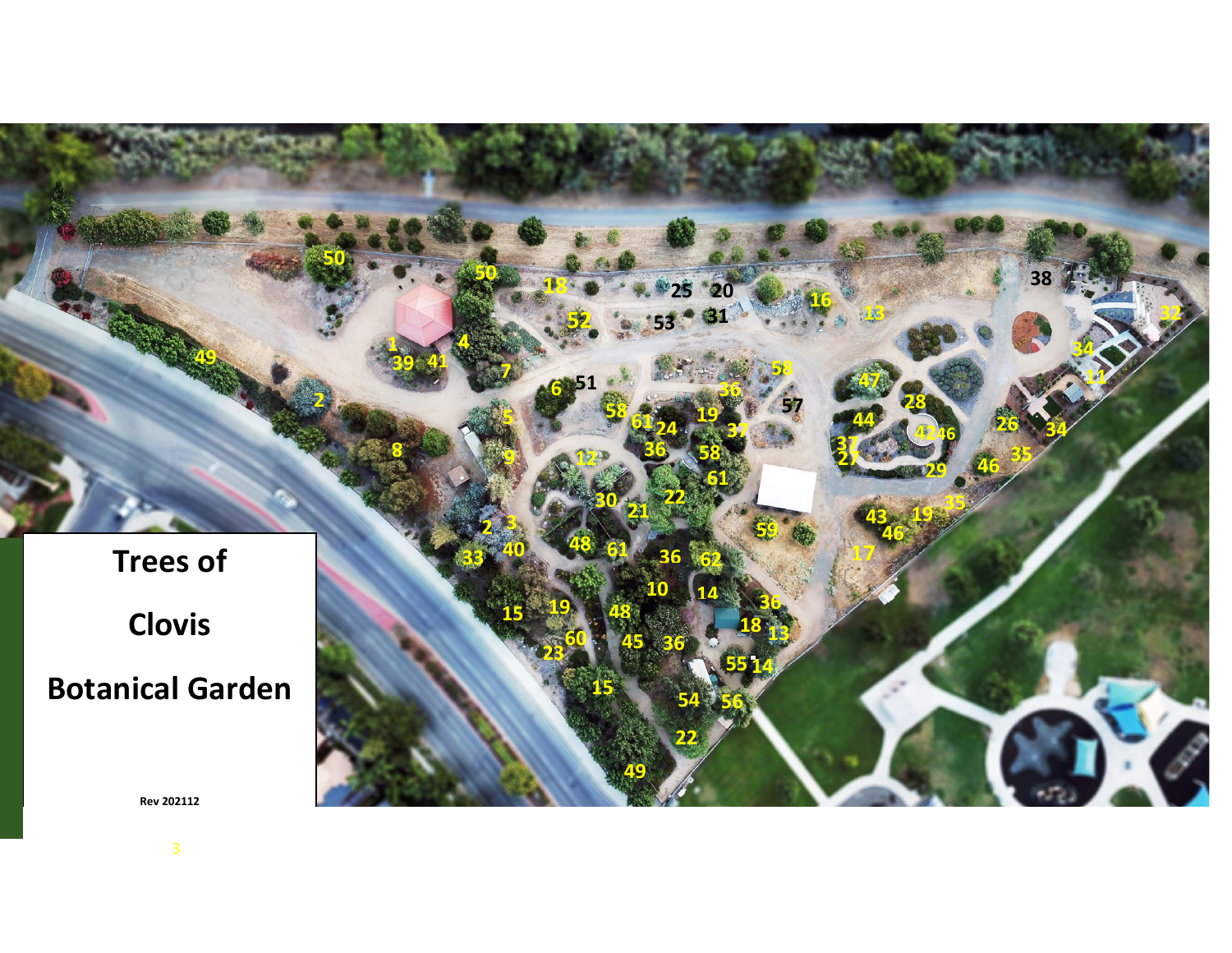# Trees of

# Clovis

# Botanical Garden

Rev 202112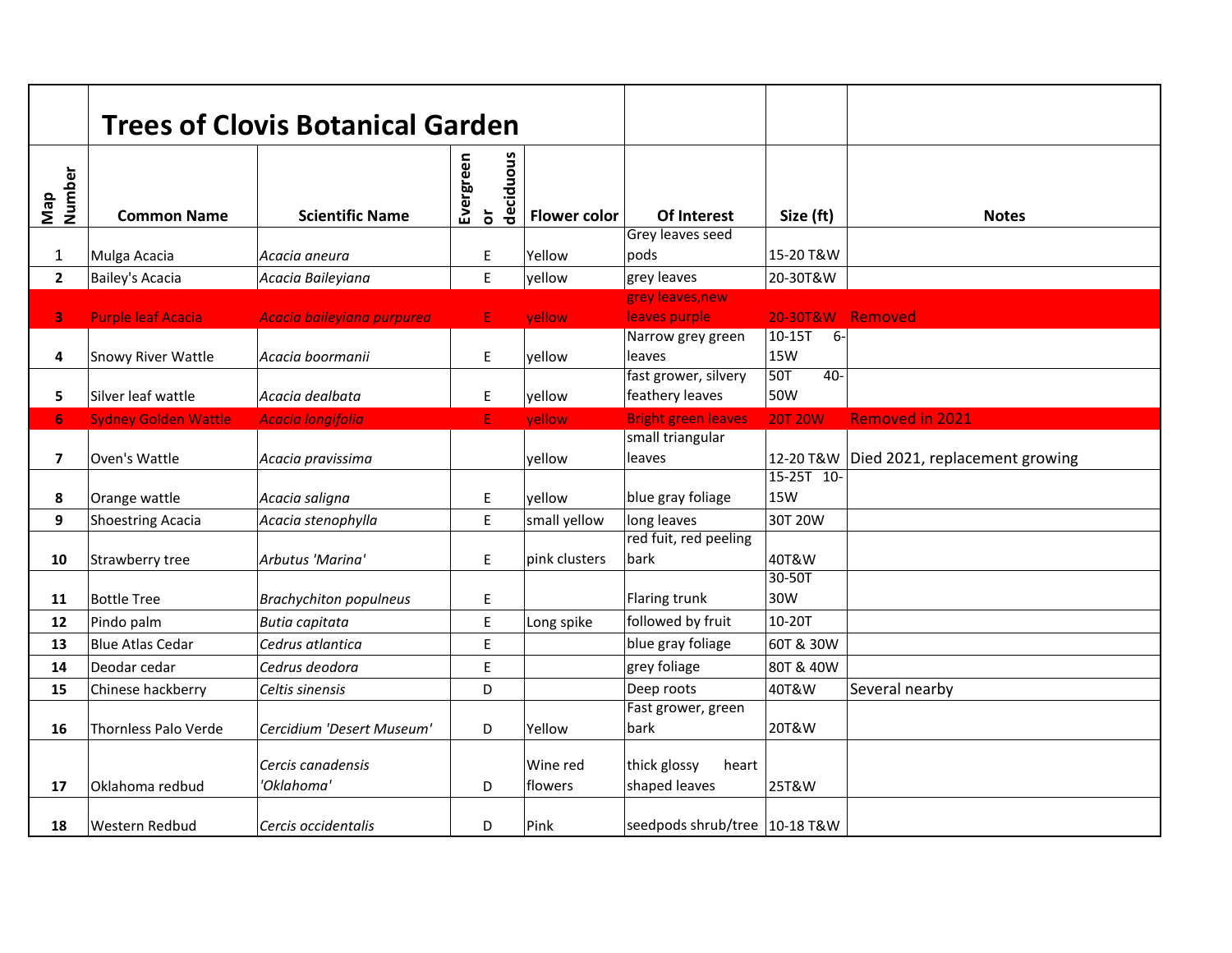# Trees of Clovis Botanical Garden

| Map Number | Common Name | Scientific Name | Evergreen or deciduous | Flower color | Of Interest | Size (ft) | Notes |
|---|---|---|---|---|---|---|---|
| 1 | Mulga Acacia | *Acacia aneura* | E | Yellow | Grey leaves seed pods | 15-20 T&W | |
| 2 | Bailey's Acacia | *Acacia Baileyiana* | E | yellow | grey leaves | 20-30T&W | |
| 3 | Purple leaf Acacia | *Acacia baileyiana purpurea* | E | yellow | grey leaves,new leaves purple | 20-30T&W | Removed |
| 4 | Snowy River Wattle | *Acacia boormanii* | E | yellow | Narrow grey green leaves | 10-15T 6-15W | |
| 5 | Silver leaf wattle | *Acacia dealbata* | E | yellow | fast grower, silvery feathery leaves | 50T 40-50W | |
| 6 | Sydney Golden Wattle | *Acacia longifolia* | E | yellow | Bright green leaves | 20T 20W | Removed in 2021 |
| 7 | Oven's Wattle | *Acacia pravissima* | | yellow | small triangular leaves | 12-20 T&W | Died 2021, replacement growing |
| 8 | Orange wattle | *Acacia saligna* | E | yellow | blue gray foliage | 15-25T 10-15W | |
| 9 | Shoestring Acacia | *Acacia stenophylla* | E | small yellow | long leaves | 30T 20W | |
| 10 | Strawberry tree | *Arbutus 'Marina'* | E | pink clusters | red fuit, red peeling bark | 40T&W | |
| 11 | Bottle Tree | *Brachychiton populneus* | E | | Flaring trunk | 30-50T 30W | |
| 12 | Pindo palm | *Butia capitata* | E | Long spike | followed by fruit | 10-20T | |
| 13 | Blue Atlas Cedar | *Cedrus atlantica* | E | | blue gray foliage | 60T & 30W | |
| 14 | Deodar cedar | *Cedrus deodora* | E | | grey foliage | 80T & 40W | |
| 15 | Chinese hackberry | *Celtis sinensis* | D | | Deep roots | 40T&W | Several nearby |
| 16 | Thornless Palo Verde | *Cercidium 'Desert Museum'* | D | Yellow | Fast grower, green bark | 20T&W | |
| 17 | Oklahoma redbud | *Cercis canadensis 'Oklahoma'* | D | Wine red flowers | thick glossy heart shaped leaves | 25T&W | |
| 18 | Western Redbud | *Cercis occidentalis* | D | Pink | seedpods shrub/tree | 10-18 T&W | |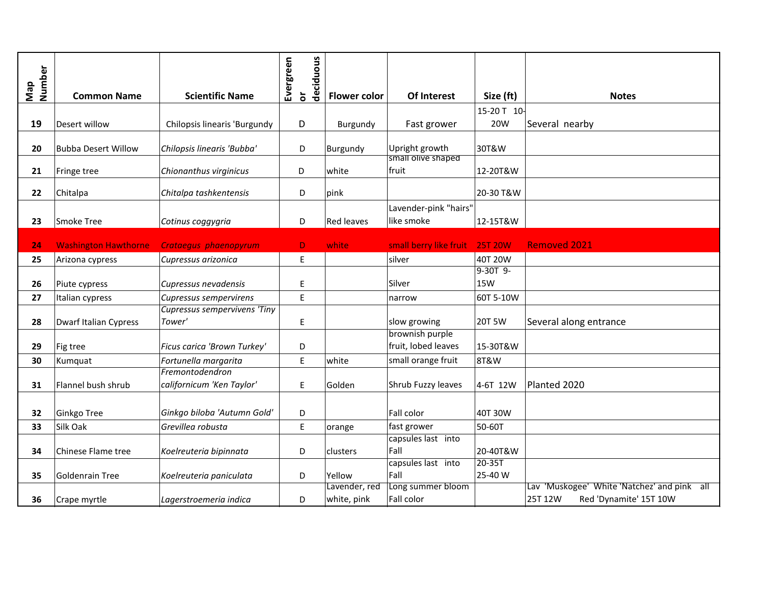| Map Number | Common Name | Scientific Name | Evergreen or deciduous | Flower color | Of Interest | Size (ft) | Notes |
|---|---|---|---|---|---|---|---|
| 19 | Desert willow | Chilopsis linearis 'Burgundy | D | Burgundy | Fast grower | 15-20 T 10-20W | Several nearby |
| 20 | Bubba Desert Willow | *Chilopsis linearis 'Bubba'* | D | Burgundy | Upright growth | 30T&W | |
| 21 | Fringe tree | *Chionanthus virginicus* | D | white | small olive shaped fruit | 12-20T&W | |
| 22 | Chitalpa | *Chitalpa tashkentensis* | D | pink | | 20-30 T&W | |
| 23 | Smoke Tree | *Cotinus coggygria* | D | Red leaves | Lavender-pink "hairs" like smoke | 12-15T&W | |
| 24 | Washington Hawthorne | *Crataegus phaenopyrum* | D | white | small berry like fruit | 25T 20W | Removed 2021 |
| 25 | Arizona cypress | *Cupressus arizonica* | E | | silver | 40T 20W | |
| 26 | Piute cypress | *Cupressus nevadensis* | E | | Silver | 9-30T 9-15W | |
| 27 | Italian cypress | *Cupressus sempervirens* | E | | narrow | 60T 5-10W | |
| 28 | Dwarf Italian Cypress | *Cupressus sempervivens 'Tiny Tower'* | E | | slow growing | 20T 5W | Several along entrance |
| 29 | Fig tree | *Ficus carica 'Brown Turkey'* | D | | brownish purple fruit, lobed leaves | 15-30T&W | |
| 30 | Kumquat | *Fortunella margarita* | E | white | small orange fruit | 8T&W | |
| 31 | Flannel bush shrub | *Fremontodendron californicum 'Ken Taylor'* | E | Golden | Shrub Fuzzy leaves | 4-6T 12W | Planted 2020 |
| 32 | Ginkgo Tree | *Ginkgo biloba 'Autumn Gold'* | D | | Fall color | 40T 30W | |
| 33 | Silk Oak | *Grevillea robusta* | E | orange | fast grower | 50-60T | |
| 34 | Chinese Flame tree | *Koelreuteria bipinnata* | D | clusters | capsules last into Fall | 20-40T&W | |
| 35 | Goldenrain Tree | *Koelreuteria paniculata* | D | Yellow | capsules last into Fall | 20-35T 25-40 W | |
| 36 | Crape myrtle | *Lagerstroemeria indica* | D | Lavender, red white, pink | Long summer bloom Fall color | | Lav 'Muskogee' White 'Natchez' and pink all 25T 12W Red 'Dynamite' 15T 10W |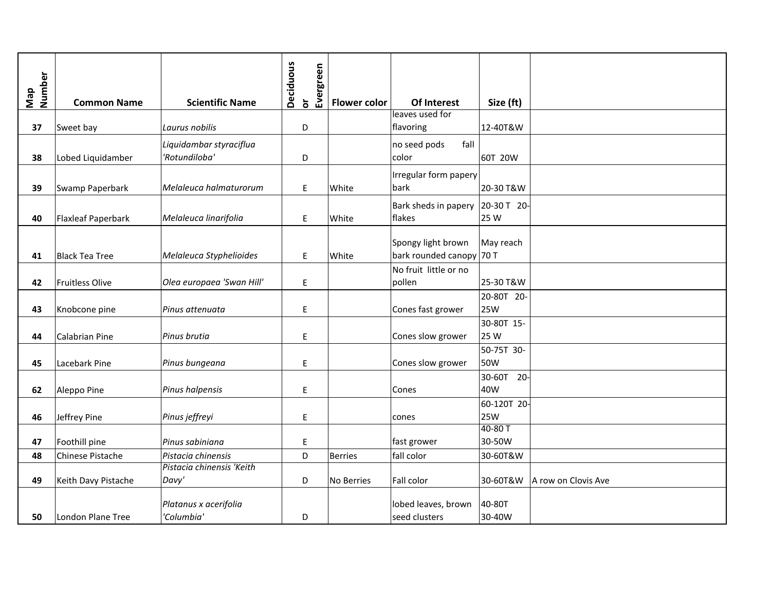| Map Number | Common Name | Scientific Name | Deciduous or Evergreen | Flower color | Of Interest | Size (ft) | |
|---|---|---|---|---|---|---|---|
| 37 | Sweet bay | *Laurus nobilis* | D | | leaves used for flavoring | 12-40T&W | |
| 38 | Lobed Liquidamber | *Liquidambar styraciflua 'Rotundiloba'* | D | | no seed pods fall color | 60T 20W | |
| 39 | Swamp Paperbark | *Melaleuca halmaturorum* | E | White | Irregular form papery bark | 20-30 T&W | |
| 40 | Flaxleaf Paperbark | *Melaleuca linarifolia* | E | White | Bark sheds in papery flakes | 20-30 T 20-25 W | |
| 41 | Black Tea Tree | *Melaleuca Styphelioides* | E | White | Spongy light brown bark rounded canopy | May reach 70 T | |
| 42 | Fruitless Olive | *Olea europaea 'Swan Hill'* | E | | No fruit little or no pollen | 25-30 T&W | |
| 43 | Knobcone pine | *Pinus attenuata* | E | | Cones fast grower | 20-80T 20-25W | |
| 44 | Calabrian Pine | *Pinus brutia* | E | | Cones slow grower | 30-80T 15-25 W | |
| 45 | Lacebark Pine | *Pinus bungeana* | E | | Cones slow grower | 50-75T 30-50W | |
| 62 | Aleppo Pine | *Pinus halpensis* | E | | Cones | 30-60T 20-40W | |
| 46 | Jeffrey Pine | *Pinus jeffreyi* | E | | cones | 60-120T 20-25W | |
| 47 | Foothill pine | *Pinus sabiniana* | E | | fast grower | 40-80 T 30-50W | |
| 48 | Chinese Pistache | *Pistacia chinensis* | D | Berries | fall color | 30-60T&W | |
| 49 | Keith Davy Pistache | *Pistacia chinensis 'Keith Davy'* | D | No Berries | Fall color | 30-60T&W | A row on Clovis Ave |
| 50 | London Plane Tree | *Platanus x acerifolia 'Columbia'* | D | | lobed leaves, brown seed clusters | 40-80T 30-40W | |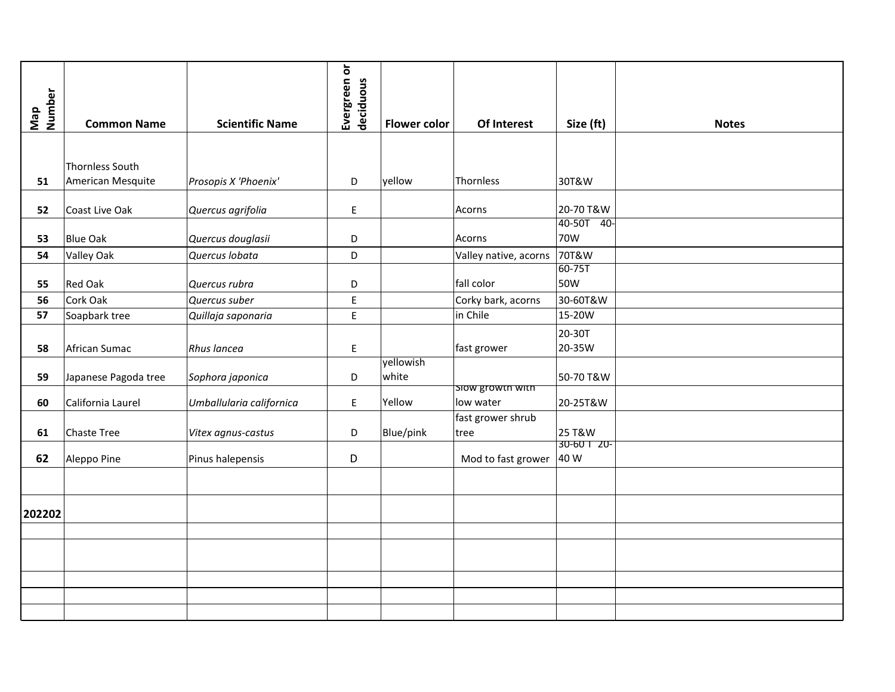| Map Number | Common Name | Scientific Name | Evergreen or deciduous | Flower color | Of Interest | Size (ft) | Notes |
|---|---|---|---|---|---|---|---|
| 51 | Thornless South American Mesquite | *Prosopis X 'Phoenix'* | D | yellow | Thornless | 30T&W | |
| 52 | Coast Live Oak | *Quercus agrifolia* | E | | Acorns | 20-70 T&W | |
| 53 | Blue Oak | *Quercus douglasii* | D | | Acorns | 40-50T 40-70W | |
| 54 | Valley Oak | *Quercus lobata* | D | | Valley native, acorns | 70T&W | |
| 55 | Red Oak | *Quercus rubra* | D | | fall color | 60-75T 50W | |
| 56 | Cork Oak | *Quercus suber* | E | | Corky bark, acorns | 30-60T&W | |
| 57 | Soapbark tree | *Quillaja saponaria* | E | | in Chile | 15-20W | |
| 58 | African Sumac | *Rhus lancea* | E | | fast grower | 20-30T 20-35W | |
| 59 | Japanese Pagoda tree | *Sophora japonica* | D | yellowish white | | 50-70 T&W | |
| 60 | California Laurel | *Umballularia californica* | E | Yellow | Slow growth with low water | 20-25T&W | |
| 61 | Chaste Tree | *Vitex agnus-castus* | D | Blue/pink | fast grower shrub tree | 25 T&W | |
| 62 | Aleppo Pine | Pinus halepensis | D | | Mod to fast grower | 30-60 T 20-40 W | |
| | | | | | | | |
| 202202 | | | | | | | |